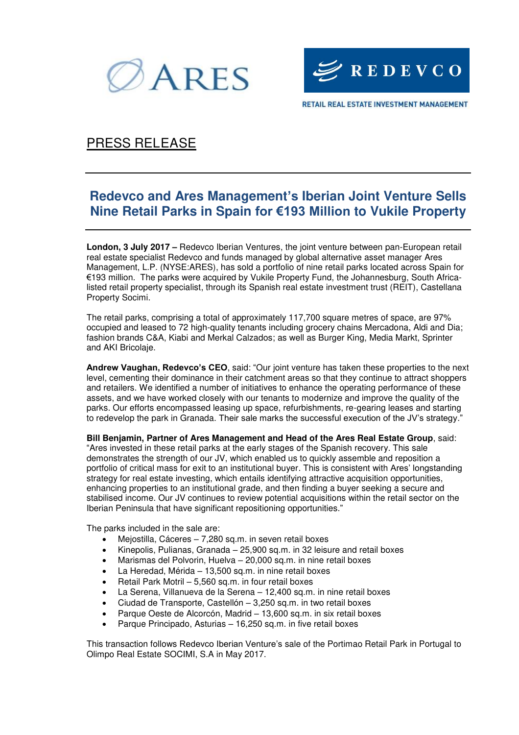ARES

REDEVCO

RETAIL REAL ESTATE INVESTMENT MANAGEMENT

PRESS RELEASE

# Redevco and Ares Management's Iberian Joint Venture Sells Nine Retail Parks in Spain for €193 Million to Vukile Property

**London, 3 July 2017 –** Redevco Iberian Ventures, the joint venture between pan-European retail real estate specialist Redevco and funds managed by global alternative asset manager Ares Management, L.P. (NYSE:ARES), has sold a portfolio of nine retail parks located across Spain for €193 million. The parks were acquired by Vukile Property Fund, the Johannesburg, South Africa-listed retail property specialist, through its Spanish real estate investment trust (REIT), Castellana Property Socimi.

The retail parks, comprising a total of approximately 117,700 square metres of space, are 97% occupied and leased to 72 high-quality tenants including grocery chains Mercadona, Aldi and Dia; fashion brands C&A, Kiabi and Merkal Calzados; as well as Burger King, Media Markt, Sprinter and AKI Bricolaje.

**Andrew Vaughan, Redevco's CEO**, said: "Our joint venture has taken these properties to the next level, cementing their dominance in their catchment areas so that they continue to attract shoppers and retailers. We identified a number of initiatives to enhance the operating performance of these assets, and we have worked closely with our tenants to modernize and improve the quality of the parks. Our efforts encompassed leasing up space, refurbishments, re-gearing leases and starting to redevelop the park in Granada. Their sale marks the successful execution of the JV's strategy."

**Bill Benjamin, Partner of Ares Management and Head of the Ares Real Estate Group**, said: "Ares invested in these retail parks at the early stages of the Spanish recovery. This sale demonstrates the strength of our JV, which enabled us to quickly assemble and reposition a portfolio of critical mass for exit to an institutional buyer. This is consistent with Ares' longstanding strategy for real estate investing, which entails identifying attractive acquisition opportunities, enhancing properties to an institutional grade, and then finding a buyer seeking a secure and stabilised income. Our JV continues to review potential acquisitions within the retail sector on the Iberian Peninsula that have significant repositioning opportunities."

The parks included in the sale are:

- Mejostilla, Cáceres – 7,280 sq.m. in seven retail boxes
- Kinepolis, Pulianas, Granada – 25,900 sq.m. in 32 leisure and retail boxes
- Marismas del Polvorin, Huelva – 20,000 sq.m. in nine retail boxes
- La Heredad, Mérida – 13,500 sq.m. in nine retail boxes
- Retail Park Motril – 5,560 sq.m. in four retail boxes
- La Serena, Villanueva de la Serena – 12,400 sq.m. in nine retail boxes
- Ciudad de Transporte, Castellón – 3,250 sq.m. in two retail boxes
- Parque Oeste de Alcorcón, Madrid – 13,600 sq.m. in six retail boxes
- Parque Principado, Asturias – 16,250 sq.m. in five retail boxes

This transaction follows Redevco Iberian Venture's sale of the Portimao Retail Park in Portugal to Olimpo Real Estate SOCIMI, S.A in May 2017.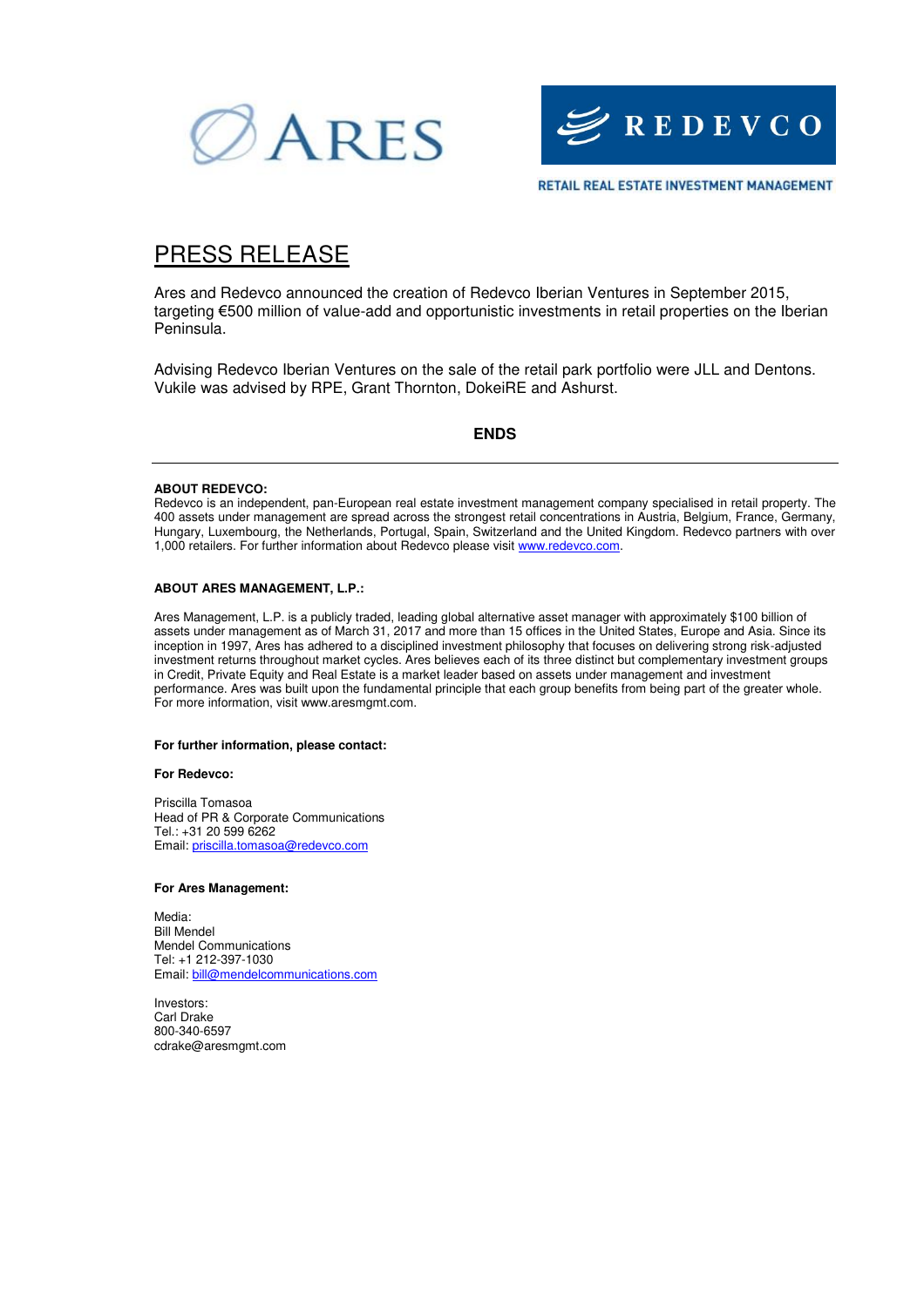ARES

REDEVCO

RETAIL REAL ESTATE INVESTMENT MANAGEMENT

# PRESS RELEASE

Ares and Redevco announced the creation of Redevco Iberian Ventures in September 2015, targeting €500 million of value-add and opportunistic investments in retail properties on the Iberian Peninsula.

Advising Redevco Iberian Ventures on the sale of the retail park portfolio were JLL and Dentons. Vukile was advised by RPE, Grant Thornton, DokeiRE and Ashurst.

**ENDS**

---

**ABOUT REDEVCO:**
Redevco is an independent, pan-European real estate investment management company specialised in retail property. The 400 assets under management are spread across the strongest retail concentrations in Austria, Belgium, France, Germany, Hungary, Luxembourg, the Netherlands, Portugal, Spain, Switzerland and the United Kingdom. Redevco partners with over 1,000 retailers. For further information about Redevco please visit www.redevco.com.

**ABOUT ARES MANAGEMENT, L.P.:**

Ares Management, L.P. is a publicly traded, leading global alternative asset manager with approximately $100 billion of assets under management as of March 31, 2017 and more than 15 offices in the United States, Europe and Asia. Since its inception in 1997, Ares has adhered to a disciplined investment philosophy that focuses on delivering strong risk-adjusted investment returns throughout market cycles. Ares believes each of its three distinct but complementary investment groups in Credit, Private Equity and Real Estate is a market leader based on assets under management and investment performance. Ares was built upon the fundamental principle that each group benefits from being part of the greater whole. For more information, visit www.aresmgmt.com.

**For further information, please contact:**

**For Redevco:**

Priscilla Tomasoa
Head of PR & Corporate Communications
Tel.: +31 20 599 6262
Email: priscilla.tomasoa@redevco.com

**For Ares Management:**

Media:
Bill Mendel
Mendel Communications
Tel: +1 212-397-1030
Email: bill@mendelcommunications.com

Investors:
Carl Drake
800-340-6597
cdrake@aresmgmt.com